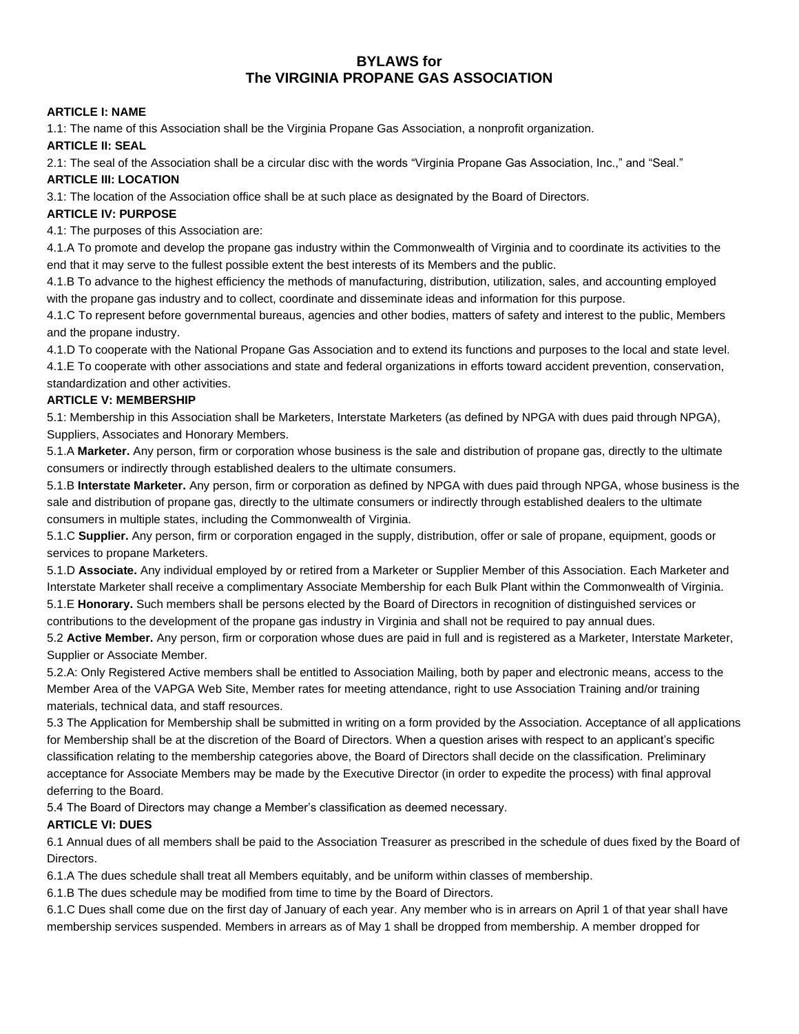# BYLAWS for
# The VIRGINIA PROPANE GAS ASSOCIATION

**ARTICLE I: NAME**

1.1: The name of this Association shall be the Virginia Propane Gas Association, a nonprofit organization.

**ARTICLE II: SEAL**

2.1: The seal of the Association shall be a circular disc with the words "Virginia Propane Gas Association, Inc.," and "Seal."

**ARTICLE III: LOCATION**

3.1: The location of the Association office shall be at such place as designated by the Board of Directors.

**ARTICLE IV: PURPOSE**

4.1: The purposes of this Association are:

4.1.A To promote and develop the propane gas industry within the Commonwealth of Virginia and to coordinate its activities to the end that it may serve to the fullest possible extent the best interests of its Members and the public.

4.1.B To advance to the highest efficiency the methods of manufacturing, distribution, utilization, sales, and accounting employed with the propane gas industry and to collect, coordinate and disseminate ideas and information for this purpose.

4.1.C To represent before governmental bureaus, agencies and other bodies, matters of safety and interest to the public, Members and the propane industry.

4.1.D To cooperate with the National Propane Gas Association and to extend its functions and purposes to the local and state level.

4.1.E To cooperate with other associations and state and federal organizations in efforts toward accident prevention, conservation, standardization and other activities.

**ARTICLE V: MEMBERSHIP**

5.1: Membership in this Association shall be Marketers, Interstate Marketers (as defined by NPGA with dues paid through NPGA), Suppliers, Associates and Honorary Members.

5.1.A **Marketer.** Any person, firm or corporation whose business is the sale and distribution of propane gas, directly to the ultimate consumers or indirectly through established dealers to the ultimate consumers.

5.1.B **Interstate Marketer.** Any person, firm or corporation as defined by NPGA with dues paid through NPGA, whose business is the sale and distribution of propane gas, directly to the ultimate consumers or indirectly through established dealers to the ultimate consumers in multiple states, including the Commonwealth of Virginia.

5.1.C **Supplier.** Any person, firm or corporation engaged in the supply, distribution, offer or sale of propane, equipment, goods or services to propane Marketers.

5.1.D **Associate.** Any individual employed by or retired from a Marketer or Supplier Member of this Association. Each Marketer and Interstate Marketer shall receive a complimentary Associate Membership for each Bulk Plant within the Commonwealth of Virginia.

5.1.E **Honorary.** Such members shall be persons elected by the Board of Directors in recognition of distinguished services or contributions to the development of the propane gas industry in Virginia and shall not be required to pay annual dues.

5.2 **Active Member.** Any person, firm or corporation whose dues are paid in full and is registered as a Marketer, Interstate Marketer, Supplier or Associate Member.

5.2.A: Only Registered Active members shall be entitled to Association Mailing, both by paper and electronic means, access to the Member Area of the VAPGA Web Site, Member rates for meeting attendance, right to use Association Training and/or training materials, technical data, and staff resources.

5.3 The Application for Membership shall be submitted in writing on a form provided by the Association. Acceptance of all applications for Membership shall be at the discretion of the Board of Directors. When a question arises with respect to an applicant's specific classification relating to the membership categories above, the Board of Directors shall decide on the classification. Preliminary acceptance for Associate Members may be made by the Executive Director (in order to expedite the process) with final approval deferring to the Board.

5.4 The Board of Directors may change a Member's classification as deemed necessary.

**ARTICLE VI: DUES**

6.1 Annual dues of all members shall be paid to the Association Treasurer as prescribed in the schedule of dues fixed by the Board of Directors.

6.1.A The dues schedule shall treat all Members equitably, and be uniform within classes of membership.

6.1.B The dues schedule may be modified from time to time by the Board of Directors.

6.1.C Dues shall come due on the first day of January of each year. Any member who is in arrears on April 1 of that year shall have membership services suspended. Members in arrears as of May 1 shall be dropped from membership. A member dropped for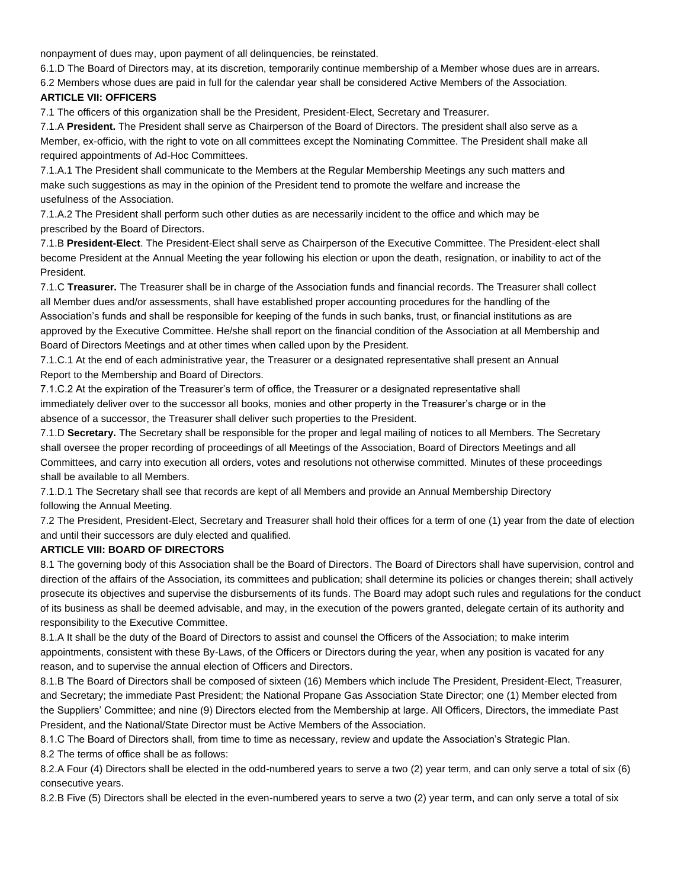nonpayment of dues may, upon payment of all delinquencies, be reinstated.

6.1.D The Board of Directors may, at its discretion, temporarily continue membership of a Member whose dues are in arrears.

6.2 Members whose dues are paid in full for the calendar year shall be considered Active Members of the Association.

## ARTICLE VII: OFFICERS

7.1 The officers of this organization shall be the President, President-Elect, Secretary and Treasurer.

7.1.A **President.** The President shall serve as Chairperson of the Board of Directors. The president shall also serve as a Member, ex-officio, with the right to vote on all committees except the Nominating Committee. The President shall make all required appointments of Ad-Hoc Committees.

7.1.A.1 The President shall communicate to the Members at the Regular Membership Meetings any such matters and make such suggestions as may in the opinion of the President tend to promote the welfare and increase the usefulness of the Association.

7.1.A.2 The President shall perform such other duties as are necessarily incident to the office and which may be prescribed by the Board of Directors.

7.1.B **President-Elect**. The President-Elect shall serve as Chairperson of the Executive Committee. The President-elect shall become President at the Annual Meeting the year following his election or upon the death, resignation, or inability to act of the President.

7.1.C **Treasurer.** The Treasurer shall be in charge of the Association funds and financial records. The Treasurer shall collect all Member dues and/or assessments, shall have established proper accounting procedures for the handling of the Association's funds and shall be responsible for keeping of the funds in such banks, trust, or financial institutions as are approved by the Executive Committee. He/she shall report on the financial condition of the Association at all Membership and Board of Directors Meetings and at other times when called upon by the President.

7.1.C.1 At the end of each administrative year, the Treasurer or a designated representative shall present an Annual Report to the Membership and Board of Directors.

7.1.C.2 At the expiration of the Treasurer's term of office, the Treasurer or a designated representative shall immediately deliver over to the successor all books, monies and other property in the Treasurer's charge or in the absence of a successor, the Treasurer shall deliver such properties to the President.

7.1.D **Secretary.** The Secretary shall be responsible for the proper and legal mailing of notices to all Members. The Secretary shall oversee the proper recording of proceedings of all Meetings of the Association, Board of Directors Meetings and all Committees, and carry into execution all orders, votes and resolutions not otherwise committed. Minutes of these proceedings shall be available to all Members.

7.1.D.1 The Secretary shall see that records are kept of all Members and provide an Annual Membership Directory following the Annual Meeting.

7.2 The President, President-Elect, Secretary and Treasurer shall hold their offices for a term of one (1) year from the date of election and until their successors are duly elected and qualified.

## ARTICLE VIII: BOARD OF DIRECTORS

8.1 The governing body of this Association shall be the Board of Directors. The Board of Directors shall have supervision, control and direction of the affairs of the Association, its committees and publication; shall determine its policies or changes therein; shall actively prosecute its objectives and supervise the disbursements of its funds. The Board may adopt such rules and regulations for the conduct of its business as shall be deemed advisable, and may, in the execution of the powers granted, delegate certain of its authority and responsibility to the Executive Committee.

8.1.A It shall be the duty of the Board of Directors to assist and counsel the Officers of the Association; to make interim appointments, consistent with these By-Laws, of the Officers or Directors during the year, when any position is vacated for any reason, and to supervise the annual election of Officers and Directors.

8.1.B The Board of Directors shall be composed of sixteen (16) Members which include The President, President-Elect, Treasurer, and Secretary; the immediate Past President; the National Propane Gas Association State Director; one (1) Member elected from the Suppliers' Committee; and nine (9) Directors elected from the Membership at large. All Officers, Directors, the immediate Past President, and the National/State Director must be Active Members of the Association.

8.1.C The Board of Directors shall, from time to time as necessary, review and update the Association's Strategic Plan.

8.2 The terms of office shall be as follows:

8.2.A Four (4) Directors shall be elected in the odd-numbered years to serve a two (2) year term, and can only serve a total of six (6) consecutive years.

8.2.B Five (5) Directors shall be elected in the even-numbered years to serve a two (2) year term, and can only serve a total of six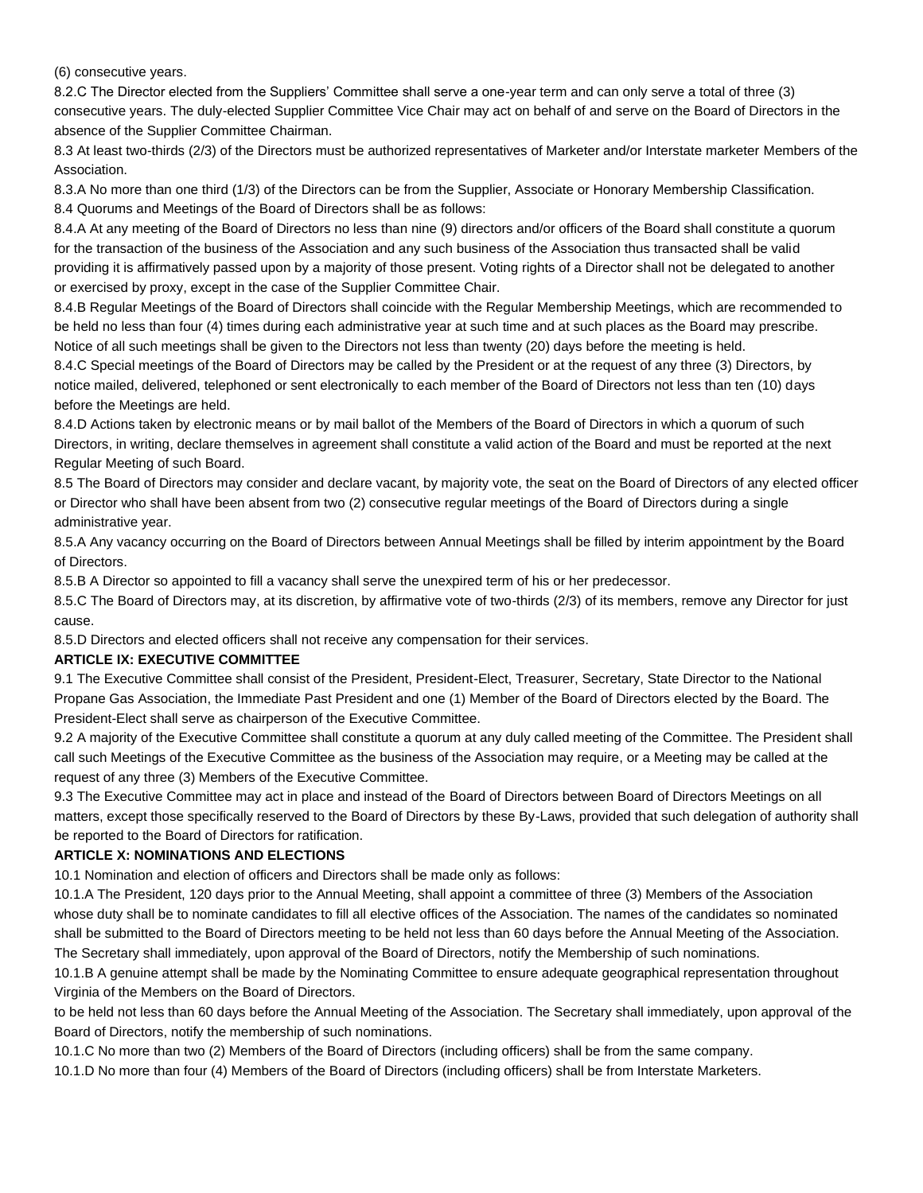(6) consecutive years.

8.2.C The Director elected from the Suppliers' Committee shall serve a one-year term and can only serve a total of three (3) consecutive years. The duly-elected Supplier Committee Vice Chair may act on behalf of and serve on the Board of Directors in the absence of the Supplier Committee Chairman.

8.3 At least two-thirds (2/3) of the Directors must be authorized representatives of Marketer and/or Interstate marketer Members of the Association.

8.3.A No more than one third (1/3) of the Directors can be from the Supplier, Associate or Honorary Membership Classification.

8.4 Quorums and Meetings of the Board of Directors shall be as follows:

8.4.A At any meeting of the Board of Directors no less than nine (9) directors and/or officers of the Board shall constitute a quorum for the transaction of the business of the Association and any such business of the Association thus transacted shall be valid providing it is affirmatively passed upon by a majority of those present. Voting rights of a Director shall not be delegated to another or exercised by proxy, except in the case of the Supplier Committee Chair.

8.4.B Regular Meetings of the Board of Directors shall coincide with the Regular Membership Meetings, which are recommended to be held no less than four (4) times during each administrative year at such time and at such places as the Board may prescribe. Notice of all such meetings shall be given to the Directors not less than twenty (20) days before the meeting is held.

8.4.C Special meetings of the Board of Directors may be called by the President or at the request of any three (3) Directors, by notice mailed, delivered, telephoned or sent electronically to each member of the Board of Directors not less than ten (10) days before the Meetings are held.

8.4.D Actions taken by electronic means or by mail ballot of the Members of the Board of Directors in which a quorum of such Directors, in writing, declare themselves in agreement shall constitute a valid action of the Board and must be reported at the next Regular Meeting of such Board.

8.5 The Board of Directors may consider and declare vacant, by majority vote, the seat on the Board of Directors of any elected officer or Director who shall have been absent from two (2) consecutive regular meetings of the Board of Directors during a single administrative year.

8.5.A Any vacancy occurring on the Board of Directors between Annual Meetings shall be filled by interim appointment by the Board of Directors.

8.5.B A Director so appointed to fill a vacancy shall serve the unexpired term of his or her predecessor.

8.5.C The Board of Directors may, at its discretion, by affirmative vote of two-thirds (2/3) of its members, remove any Director for just cause.

8.5.D Directors and elected officers shall not receive any compensation for their services.

## ARTICLE IX: EXECUTIVE COMMITTEE

9.1 The Executive Committee shall consist of the President, President-Elect, Treasurer, Secretary, State Director to the National Propane Gas Association, the Immediate Past President and one (1) Member of the Board of Directors elected by the Board. The President-Elect shall serve as chairperson of the Executive Committee.

9.2 A majority of the Executive Committee shall constitute a quorum at any duly called meeting of the Committee. The President shall call such Meetings of the Executive Committee as the business of the Association may require, or a Meeting may be called at the request of any three (3) Members of the Executive Committee.

9.3 The Executive Committee may act in place and instead of the Board of Directors between Board of Directors Meetings on all matters, except those specifically reserved to the Board of Directors by these By-Laws, provided that such delegation of authority shall be reported to the Board of Directors for ratification.

## ARTICLE X: NOMINATIONS AND ELECTIONS

10.1 Nomination and election of officers and Directors shall be made only as follows:

10.1.A The President, 120 days prior to the Annual Meeting, shall appoint a committee of three (3) Members of the Association whose duty shall be to nominate candidates to fill all elective offices of the Association. The names of the candidates so nominated shall be submitted to the Board of Directors meeting to be held not less than 60 days before the Annual Meeting of the Association. The Secretary shall immediately, upon approval of the Board of Directors, notify the Membership of such nominations.

10.1.B A genuine attempt shall be made by the Nominating Committee to ensure adequate geographical representation throughout Virginia of the Members on the Board of Directors.

to be held not less than 60 days before the Annual Meeting of the Association. The Secretary shall immediately, upon approval of the Board of Directors, notify the membership of such nominations.

10.1.C No more than two (2) Members of the Board of Directors (including officers) shall be from the same company.

10.1.D No more than four (4) Members of the Board of Directors (including officers) shall be from Interstate Marketers.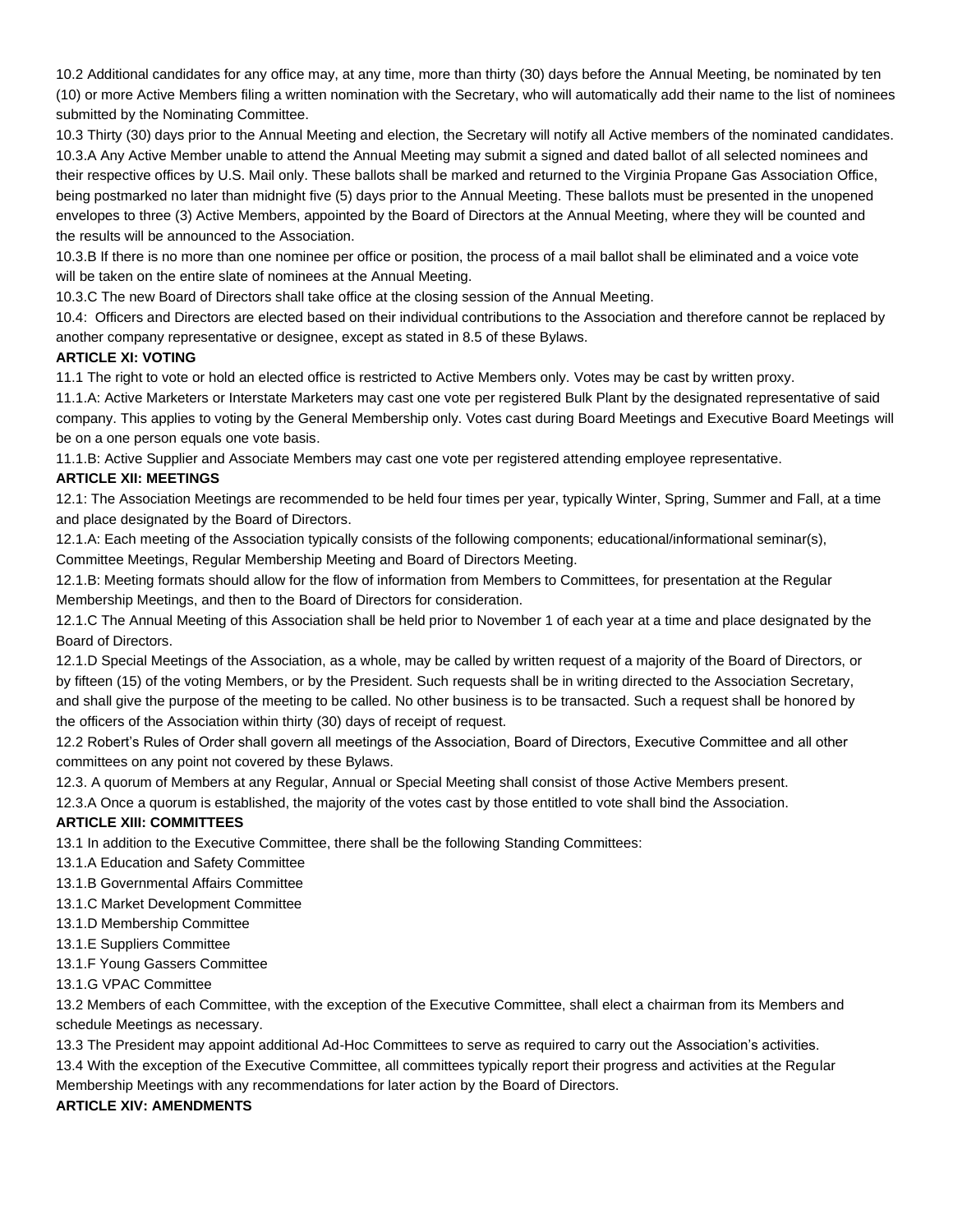10.2 Additional candidates for any office may, at any time, more than thirty (30) days before the Annual Meeting, be nominated by ten (10) or more Active Members filing a written nomination with the Secretary, who will automatically add their name to the list of nominees submitted by the Nominating Committee.

10.3 Thirty (30) days prior to the Annual Meeting and election, the Secretary will notify all Active members of the nominated candidates.

10.3.A Any Active Member unable to attend the Annual Meeting may submit a signed and dated ballot of all selected nominees and their respective offices by U.S. Mail only. These ballots shall be marked and returned to the Virginia Propane Gas Association Office, being postmarked no later than midnight five (5) days prior to the Annual Meeting. These ballots must be presented in the unopened envelopes to three (3) Active Members, appointed by the Board of Directors at the Annual Meeting, where they will be counted and the results will be announced to the Association.

10.3.B If there is no more than one nominee per office or position, the process of a mail ballot shall be eliminated and a voice vote will be taken on the entire slate of nominees at the Annual Meeting.

10.3.C The new Board of Directors shall take office at the closing session of the Annual Meeting.

10.4: Officers and Directors are elected based on their individual contributions to the Association and therefore cannot be replaced by another company representative or designee, except as stated in 8.5 of these Bylaws.

**ARTICLE XI: VOTING**

11.1 The right to vote or hold an elected office is restricted to Active Members only. Votes may be cast by written proxy.

11.1.A: Active Marketers or Interstate Marketers may cast one vote per registered Bulk Plant by the designated representative of said company. This applies to voting by the General Membership only. Votes cast during Board Meetings and Executive Board Meetings will be on a one person equals one vote basis.

11.1.B: Active Supplier and Associate Members may cast one vote per registered attending employee representative.

**ARTICLE XII: MEETINGS**

12.1: The Association Meetings are recommended to be held four times per year, typically Winter, Spring, Summer and Fall, at a time and place designated by the Board of Directors.

12.1.A: Each meeting of the Association typically consists of the following components; educational/informational seminar(s), Committee Meetings, Regular Membership Meeting and Board of Directors Meeting.

12.1.B: Meeting formats should allow for the flow of information from Members to Committees, for presentation at the Regular Membership Meetings, and then to the Board of Directors for consideration.

12.1.C The Annual Meeting of this Association shall be held prior to November 1 of each year at a time and place designated by the Board of Directors.

12.1.D Special Meetings of the Association, as a whole, may be called by written request of a majority of the Board of Directors, or by fifteen (15) of the voting Members, or by the President. Such requests shall be in writing directed to the Association Secretary, and shall give the purpose of the meeting to be called. No other business is to be transacted. Such a request shall be honored by the officers of the Association within thirty (30) days of receipt of request.

12.2 Robert's Rules of Order shall govern all meetings of the Association, Board of Directors, Executive Committee and all other committees on any point not covered by these Bylaws.

12.3. A quorum of Members at any Regular, Annual or Special Meeting shall consist of those Active Members present.

12.3.A Once a quorum is established, the majority of the votes cast by those entitled to vote shall bind the Association.

**ARTICLE XIII: COMMITTEES**

13.1 In addition to the Executive Committee, there shall be the following Standing Committees:

13.1.A Education and Safety Committee

13.1.B Governmental Affairs Committee

13.1.C Market Development Committee

13.1.D Membership Committee

13.1.E Suppliers Committee

13.1.F Young Gassers Committee

13.1.G VPAC Committee

13.2 Members of each Committee, with the exception of the Executive Committee, shall elect a chairman from its Members and schedule Meetings as necessary.

13.3 The President may appoint additional Ad-Hoc Committees to serve as required to carry out the Association's activities.

13.4 With the exception of the Executive Committee, all committees typically report their progress and activities at the Regular Membership Meetings with any recommendations for later action by the Board of Directors.

**ARTICLE XIV: AMENDMENTS**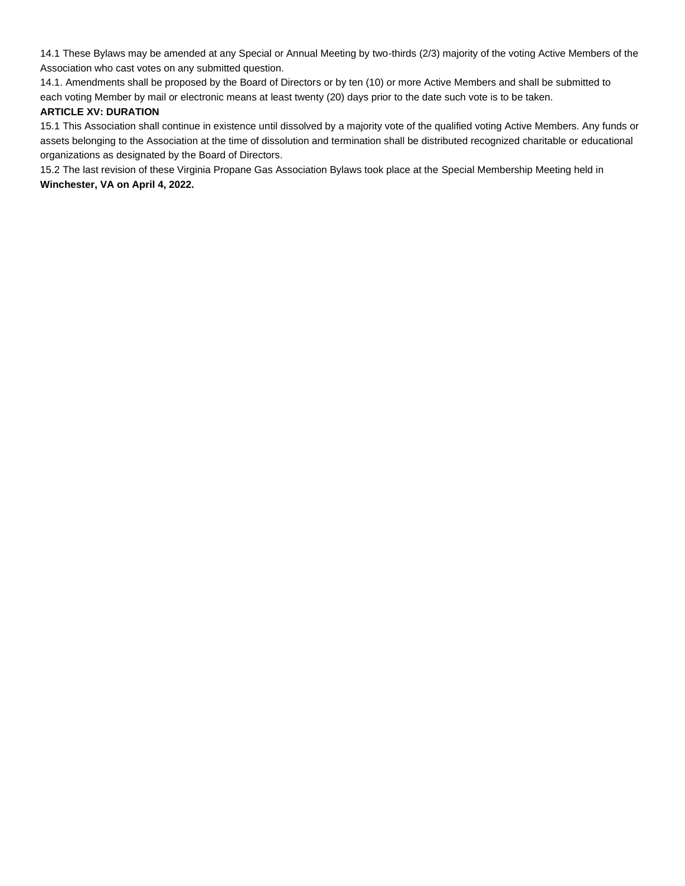14.1 These Bylaws may be amended at any Special or Annual Meeting by two-thirds (2/3) majority of the voting Active Members of the Association who cast votes on any submitted question.

14.1. Amendments shall be proposed by the Board of Directors or by ten (10) or more Active Members and shall be submitted to each voting Member by mail or electronic means at least twenty (20) days prior to the date such vote is to be taken.

**ARTICLE XV: DURATION**

15.1 This Association shall continue in existence until dissolved by a majority vote of the qualified voting Active Members. Any funds or assets belonging to the Association at the time of dissolution and termination shall be distributed recognized charitable or educational organizations as designated by the Board of Directors.

15.2 The last revision of these Virginia Propane Gas Association Bylaws took place at the Special Membership Meeting held in **Winchester, VA on April 4, 2022.**